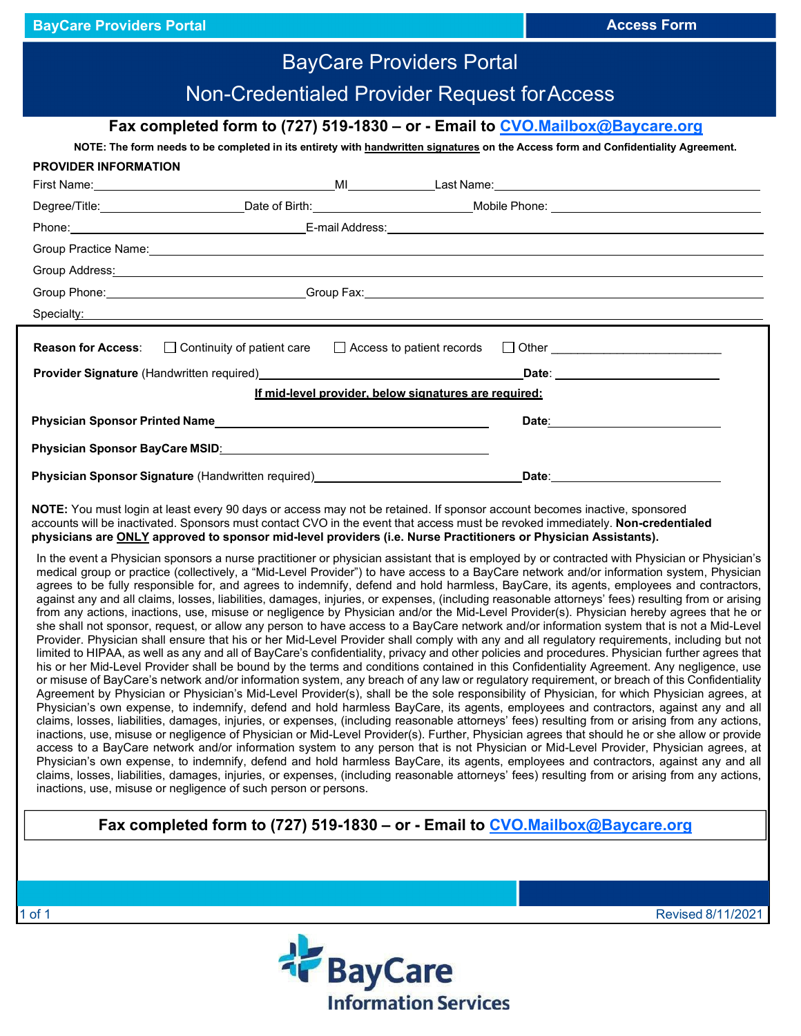# BayCare Providers Portal

## Non-Credentialed Provider Request for Access

**Fax completed form to (727) 519-1830 – or - Email to CVO.Mailbox@Baycare.org**

**NOTE: The form needs to be completed in its entirety with handwritten signatures on the Access form and Confidentiality Agreement.**

**PROVIDER INFORMATION**

First Name:\_\_\_\_\_\_\_\_\_\_\_\_\_\_\_\_\_\_\_\_ MI\_\_\_\_\_\_\_\_ Last Name:\_\_\_\_\_\_\_\_\_\_\_\_\_\_\_\_\_\_\_\_

Degree/Title:\_\_\_\_\_\_\_\_\_\_\_\_ Date of Birth:\_\_\_\_\_\_\_\_\_\_\_\_ Mobile Phone:\_\_\_\_\_\_\_\_\_\_\_\_

Phone:\_\_\_\_\_\_\_\_\_\_\_\_\_\_\_\_\_\_\_\_ E-mail Address:\_\_\_\_\_\_\_\_\_\_\_\_\_\_\_\_\_\_\_\_

Group Practice Name:\_\_\_\_\_\_\_\_\_\_\_\_\_\_\_\_\_\_\_\_\_\_\_\_\_\_\_\_\_\_\_\_\_\_\_\_\_\_\_\_

Group Address:\_\_\_\_\_\_\_\_\_\_\_\_\_\_\_\_\_\_\_\_\_\_\_\_\_\_\_\_\_\_\_\_\_\_\_\_\_\_\_\_

Group Phone:\_\_\_\_\_\_\_\_\_\_\_\_\_\_\_\_\_\_\_\_ Group Fax:\_\_\_\_\_\_\_\_\_\_\_\_\_\_\_\_\_\_\_\_

Specialty:\_\_\_\_\_\_\_\_\_\_\_\_\_\_\_\_\_\_\_\_\_\_\_\_\_\_\_\_\_\_\_\_\_\_\_\_\_\_\_\_

**Reason for Access**: ☐ Continuity of patient care ☐ Access to patient records ☐ Other \_\_\_\_\_\_\_\_\_\_\_\_\_\_\_\_

**Provider Signature** (Handwritten required)\_\_\_\_\_\_\_\_\_\_\_\_\_\_\_\_\_\_\_\_ **Date**: \_\_\_\_\_\_\_\_\_\_\_\_

**If mid-level provider, below signatures are required:**

**Physician Sponsor Printed Name**\_\_\_\_\_\_\_\_\_\_\_\_\_\_\_\_\_\_\_\_ **Date**:\_\_\_\_\_\_\_\_\_\_\_\_

**Physician Sponsor BayCare MSID**:\_\_\_\_\_\_\_\_\_\_\_\_\_\_\_\_\_\_\_\_

**Physician Sponsor Signature** (Handwritten required)\_\_\_\_\_\_\_\_\_\_\_\_\_\_\_\_\_\_\_\_ **Date**:\_\_\_\_\_\_\_\_\_\_\_\_

**NOTE:** You must login at least every 90 days or access may not be retained. If sponsor account becomes inactive, sponsored accounts will be inactivated. Sponsors must contact CVO in the event that access must be revoked immediately. **Non-credentialed physicians are ONLY approved to sponsor mid-level providers (i.e. Nurse Practitioners or Physician Assistants).**

In the event a Physician sponsors a nurse practitioner or physician assistant that is employed by or contracted with Physician or Physician's medical group or practice (collectively, a "Mid-Level Provider") to have access to a BayCare network and/or information system, Physician agrees to be fully responsible for, and agrees to indemnify, defend and hold harmless, BayCare, its agents, employees and contractors, against any and all claims, losses, liabilities, damages, injuries, or expenses, (including reasonable attorneys' fees) resulting from or arising from any actions, inactions, use, misuse or negligence by Physician and/or the Mid-Level Provider(s). Physician hereby agrees that he or she shall not sponsor, request, or allow any person to have access to a BayCare network and/or information system that is not a Mid-Level Provider. Physician shall ensure that his or her Mid-Level Provider shall comply with any and all regulatory requirements, including but not limited to HIPAA, as well as any and all of BayCare's confidentiality, privacy and other policies and procedures. Physician further agrees that his or her Mid-Level Provider shall be bound by the terms and conditions contained in this Confidentiality Agreement. Any negligence, use or misuse of BayCare's network and/or information system, any breach of any law or regulatory requirement, or breach of this Confidentiality Agreement by Physician or Physician's Mid-Level Provider(s), shall be the sole responsibility of Physician, for which Physician agrees, at Physician's own expense, to indemnify, defend and hold harmless BayCare, its agents, employees and contractors, against any and all claims, losses, liabilities, damages, injuries, or expenses, (including reasonable attorneys' fees) resulting from or arising from any actions, inactions, use, misuse or negligence of Physician or Mid-Level Provider(s). Further, Physician agrees that should he or she allow or provide access to a BayCare network and/or information system to any person that is not Physician or Mid-Level Provider, Physician agrees, at Physician's own expense, to indemnify, defend and hold harmless BayCare, its agents, employees and contractors, against any and all claims, losses, liabilities, damages, injuries, or expenses, (including reasonable attorneys' fees) resulting from or arising from any actions, inactions, use, misuse or negligence of such person or persons.

**Fax completed form to (727) 519-1830 – or - Email to CVO.Mailbox@Baycare.org**

Revised 8/11/2021

BayCare Information Services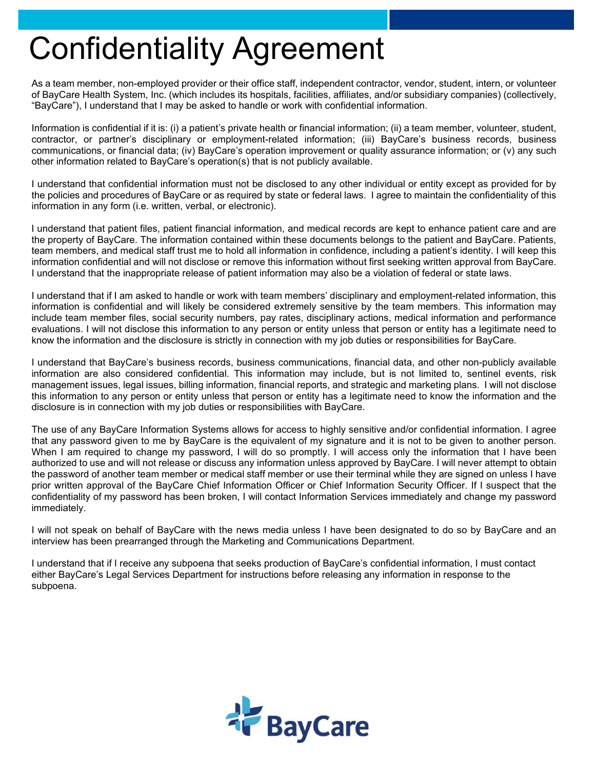# Confidentiality Agreement

As a team member, non-employed provider or their office staff, independent contractor, vendor, student, intern, or volunteer of BayCare Health System, Inc. (which includes its hospitals, facilities, affiliates, and/or subsidiary companies) (collectively, "BayCare"), I understand that I may be asked to handle or work with confidential information.

Information is confidential if it is: (i) a patient's private health or financial information; (ii) a team member, volunteer, student, contractor, or partner's disciplinary or employment-related information; (iii) BayCare's business records, business communications, or financial data; (iv) BayCare's operation improvement or quality assurance information; or (v) any such other information related to BayCare's operation(s) that is not publicly available.

I understand that confidential information must not be disclosed to any other individual or entity except as provided for by the policies and procedures of BayCare or as required by state or federal laws. I agree to maintain the confidentiality of this information in any form (i.e. written, verbal, or electronic).

I understand that patient files, patient financial information, and medical records are kept to enhance patient care and are the property of BayCare. The information contained within these documents belongs to the patient and BayCare. Patients, team members, and medical staff trust me to hold all information in confidence, including a patient's identity. I will keep this information confidential and will not disclose or remove this information without first seeking written approval from BayCare. I understand that the inappropriate release of patient information may also be a violation of federal or state laws.

I understand that if I am asked to handle or work with team members' disciplinary and employment-related information, this information is confidential and will likely be considered extremely sensitive by the team members. This information may include team member files, social security numbers, pay rates, disciplinary actions, medical information and performance evaluations. I will not disclose this information to any person or entity unless that person or entity has a legitimate need to know the information and the disclosure is strictly in connection with my job duties or responsibilities for BayCare.

I understand that BayCare's business records, business communications, financial data, and other non-publicly available information are also considered confidential. This information may include, but is not limited to, sentinel events, risk management issues, legal issues, billing information, financial reports, and strategic and marketing plans. I will not disclose this information to any person or entity unless that person or entity has a legitimate need to know the information and the disclosure is in connection with my job duties or responsibilities with BayCare.

The use of any BayCare Information Systems allows for access to highly sensitive and/or confidential information. I agree that any password given to me by BayCare is the equivalent of my signature and it is not to be given to another person. When I am required to change my password, I will do so promptly. I will access only the information that I have been authorized to use and will not release or discuss any information unless approved by BayCare. I will never attempt to obtain the password of another team member or medical staff member or use their terminal while they are signed on unless I have prior written approval of the BayCare Chief Information Officer or Chief Information Security Officer. If I suspect that the confidentiality of my password has been broken, I will contact Information Services immediately and change my password immediately.

I will not speak on behalf of BayCare with the news media unless I have been designated to do so by BayCare and an interview has been prearranged through the Marketing and Communications Department.

I understand that if I receive any subpoena that seeks production of BayCare's confidential information, I must contact either BayCare's Legal Services Department for instructions before releasing any information in response to the subpoena.

BayCare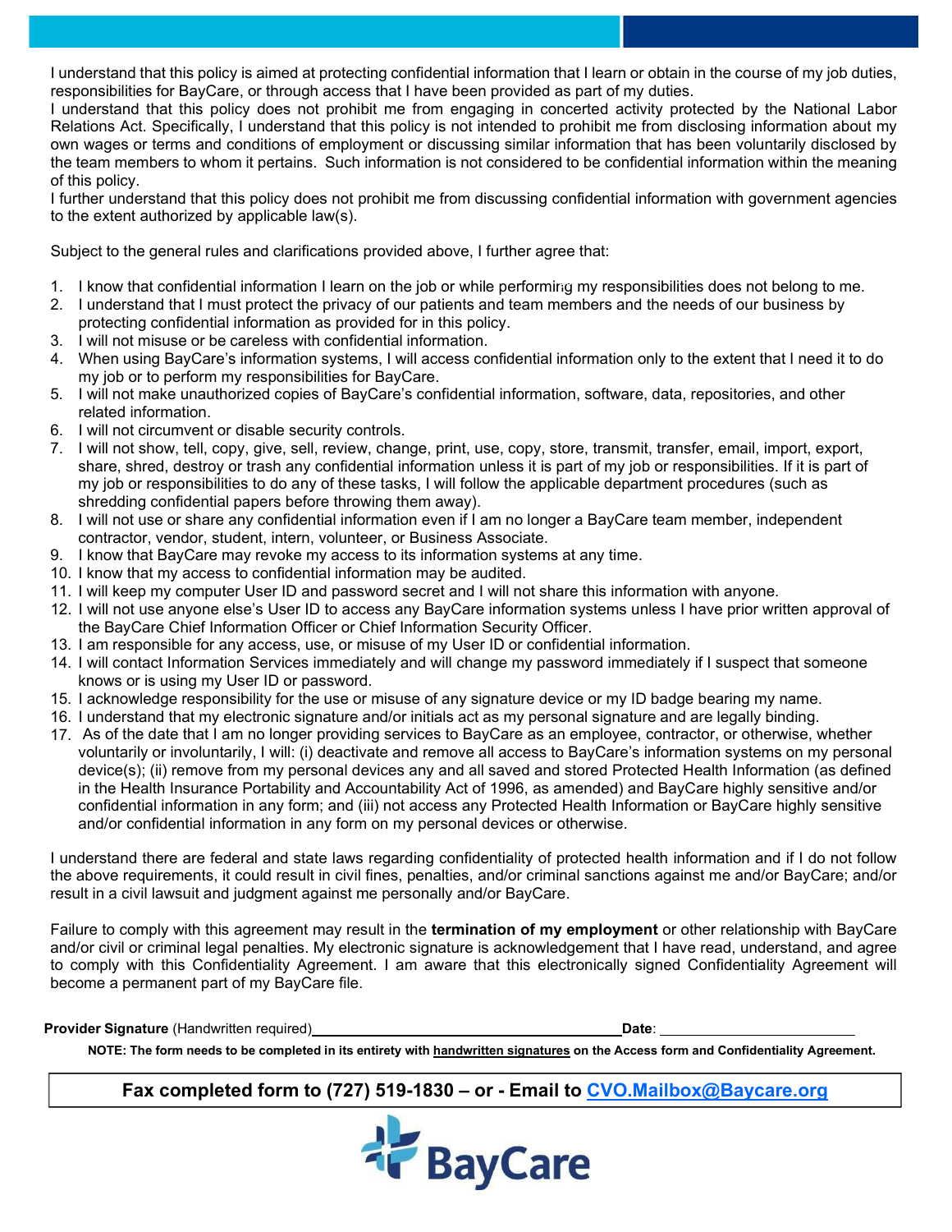I understand that this policy is aimed at protecting confidential information that I learn or obtain in the course of my job duties, responsibilities for BayCare, or through access that I have been provided as part of my duties.

I understand that this policy does not prohibit me from engaging in concerted activity protected by the National Labor Relations Act. Specifically, I understand that this policy is not intended to prohibit me from disclosing information about my own wages or terms and conditions of employment or discussing similar information that has been voluntarily disclosed by the team members to whom it pertains. Such information is not considered to be confidential information within the meaning of this policy.

I further understand that this policy does not prohibit me from discussing confidential information with government agencies to the extent authorized by applicable law(s).

Subject to the general rules and clarifications provided above, I further agree that:

1. I know that confidential information I learn on the job or while performing my responsibilities does not belong to me.
2. I understand that I must protect the privacy of our patients and team members and the needs of our business by protecting confidential information as provided for in this policy.
3. I will not misuse or be careless with confidential information.
4. When using BayCare's information systems, I will access confidential information only to the extent that I need it to do my job or to perform my responsibilities for BayCare.
5. I will not make unauthorized copies of BayCare's confidential information, software, data, repositories, and other related information.
6. I will not circumvent or disable security controls.
7. I will not show, tell, copy, give, sell, review, change, print, use, copy, store, transmit, transfer, email, import, export, share, shred, destroy or trash any confidential information unless it is part of my job or responsibilities. If it is part of my job or responsibilities to do any of these tasks, I will follow the applicable department procedures (such as shredding confidential papers before throwing them away).
8. I will not use or share any confidential information even if I am no longer a BayCare team member, independent contractor, vendor, student, intern, volunteer, or Business Associate.
9. I know that BayCare may revoke my access to its information systems at any time.
10. I know that my access to confidential information may be audited.
11. I will keep my computer User ID and password secret and I will not share this information with anyone.
12. I will not use anyone else's User ID to access any BayCare information systems unless I have prior written approval of the BayCare Chief Information Officer or Chief Information Security Officer.
13. I am responsible for any access, use, or misuse of my User ID or confidential information.
14. I will contact Information Services immediately and will change my password immediately if I suspect that someone knows or is using my User ID or password.
15. I acknowledge responsibility for the use or misuse of any signature device or my ID badge bearing my name.
16. I understand that my electronic signature and/or initials act as my personal signature and are legally binding.
17. As of the date that I am no longer providing services to BayCare as an employee, contractor, or otherwise, whether voluntarily or involuntarily, I will: (i) deactivate and remove all access to BayCare's information systems on my personal device(s); (ii) remove from my personal devices any and all saved and stored Protected Health Information (as defined in the Health Insurance Portability and Accountability Act of 1996, as amended) and BayCare highly sensitive and/or confidential information in any form; and (iii) not access any Protected Health Information or BayCare highly sensitive and/or confidential information in any form on my personal devices or otherwise.

I understand there are federal and state laws regarding confidentiality of protected health information and if I do not follow the above requirements, it could result in civil fines, penalties, and/or criminal sanctions against me and/or BayCare; and/or result in a civil lawsuit and judgment against me personally and/or BayCare.

Failure to comply with this agreement may result in the **termination of my employment** or other relationship with BayCare and/or civil or criminal legal penalties. My electronic signature is acknowledgement that I have read, understand, and agree to comply with this Confidentiality Agreement. I am aware that this electronically signed Confidentiality Agreement will become a permanent part of my BayCare file.

**Provider Signature** (Handwritten required)\_\_\_\_\_\_\_\_\_\_\_\_\_\_\_\_\_\_\_\_\_\_\_\_\_\_\_\_\_\_\_\_\_\_\_\_\_\_\_\_ **Date**: \_\_\_\_\_\_\_\_\_\_\_\_\_\_\_\_\_\_\_\_\_\_\_\_\_

**NOTE: The form needs to be completed in its entirety with handwritten signatures on the Access form and Confidentiality Agreement.**

**Fax completed form to (727) 519-1830 – or - Email to CVO.Mailbox@Baycare.org**

BayCare